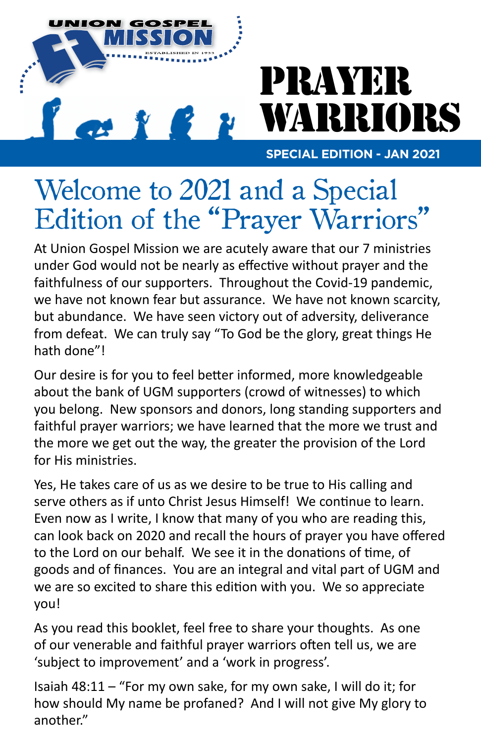UNION GOSPEL MISSION

ESTABLISHED IN 1933

# PRAYER WARRIORS

SPECIAL EDITION - JAN 2021

## Welcome to 2021 and a Special Edition of the "Prayer Warriors"

At Union Gospel Mission we are acutely aware that our 7 ministries under God would not be nearly as effective without prayer and the faithfulness of our supporters. Throughout the Covid-19 pandemic, we have not known fear but assurance. We have not known scarcity, but abundance. We have seen victory out of adversity, deliverance from defeat. We can truly say "To God be the glory, great things He hath done"!

Our desire is for you to feel better informed, more knowledgeable about the bank of UGM supporters (crowd of witnesses) to which you belong. New sponsors and donors, long standing supporters and faithful prayer warriors; we have learned that the more we trust and the more we get out the way, the greater the provision of the Lord for His ministries.

Yes, He takes care of us as we desire to be true to His calling and serve others as if unto Christ Jesus Himself! We continue to learn. Even now as I write, I know that many of you who are reading this, can look back on 2020 and recall the hours of prayer you have offered to the Lord on our behalf. We see it in the donations of time, of goods and of finances. You are an integral and vital part of UGM and we are so excited to share this edition with you. We so appreciate you!

As you read this booklet, feel free to share your thoughts. As one of our venerable and faithful prayer warriors often tell us, we are 'subject to improvement' and a 'work in progress'.

Isaiah 48:11 – "For my own sake, for my own sake, I will do it; for how should My name be profaned? And I will not give My glory to another."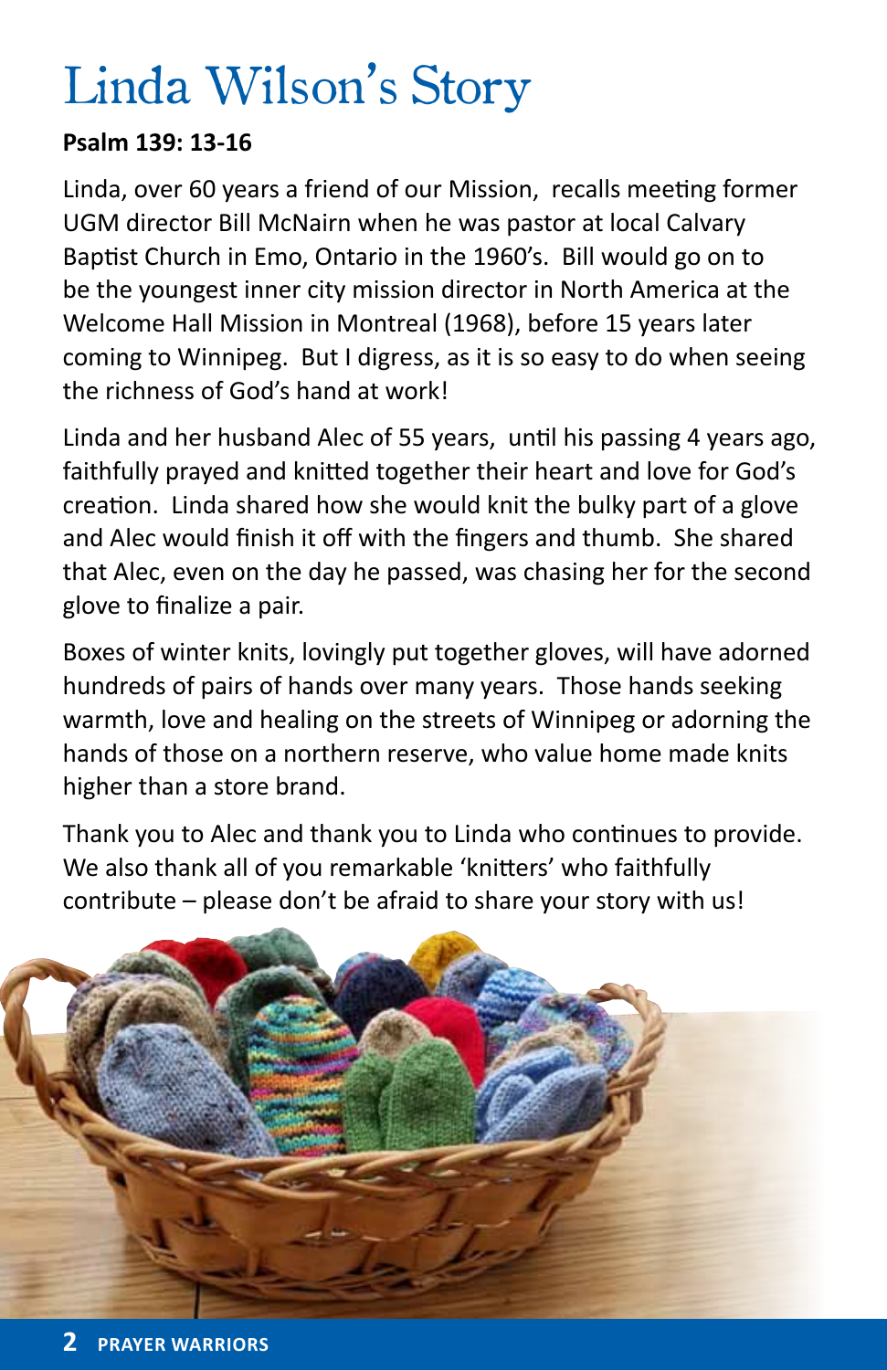# Linda Wilson's Story

**Psalm 139: 13-16**

Linda, over 60 years a friend of our Mission, recalls meeting former UGM director Bill McNairn when he was pastor at local Calvary Baptist Church in Emo, Ontario in the 1960's. Bill would go on to be the youngest inner city mission director in North America at the Welcome Hall Mission in Montreal (1968), before 15 years later coming to Winnipeg. But I digress, as it is so easy to do when seeing the richness of God's hand at work!

Linda and her husband Alec of 55 years, until his passing 4 years ago, faithfully prayed and knitted together their heart and love for God's creation. Linda shared how she would knit the bulky part of a glove and Alec would finish it off with the fingers and thumb. She shared that Alec, even on the day he passed, was chasing her for the second glove to finalize a pair.

Boxes of winter knits, lovingly put together gloves, will have adorned hundreds of pairs of hands over many years. Those hands seeking warmth, love and healing on the streets of Winnipeg or adorning the hands of those on a northern reserve, who value home made knits higher than a store brand.

Thank you to Alec and thank you to Linda who continues to provide. We also thank all of you remarkable 'knitters' who faithfully contribute – please don't be afraid to share your story with us!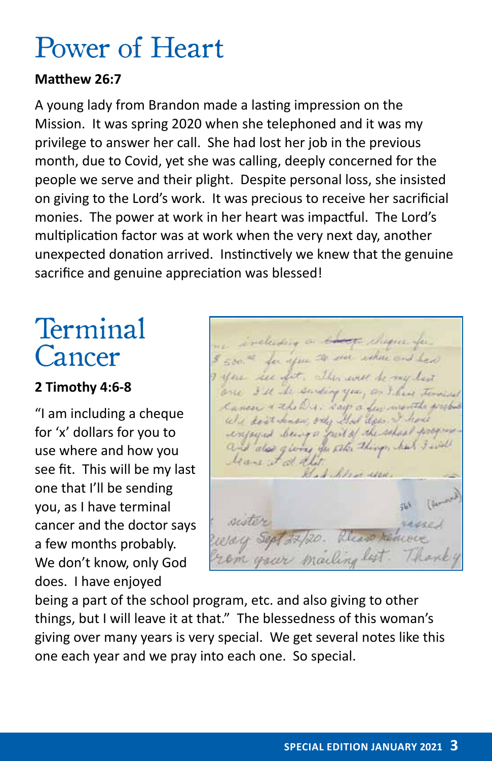# Power of Heart

**Matthew 26:7**

A young lady from Brandon made a lasting impression on the Mission. It was spring 2020 when she telephoned and it was my privilege to answer her call. She had lost her job in the previous month, due to Covid, yet she was calling, deeply concerned for the people we serve and their plight. Despite personal loss, she insisted on giving to the Lord's work. It was precious to receive her sacrificial monies. The power at work in her heart was impactful. The Lord's multiplication factor was at work when the very next day, another unexpected donation arrived. Instinctively we knew that the genuine sacrifice and genuine appreciation was blessed!

# Terminal Cancer

**2 Timothy 4:6-8**

"I am including a cheque for 'x' dollars for you to use where and how you see fit. This will be my last one that I'll be sending you, as I have terminal cancer and the doctor says a few months probably. We don't know, only God does. I have enjoyed being a part of the school program, etc. and also giving to other things, but I will leave it at that." The blessedness of this woman's giving over many years is very special. We get several notes like this one each year and we pray into each one. So special.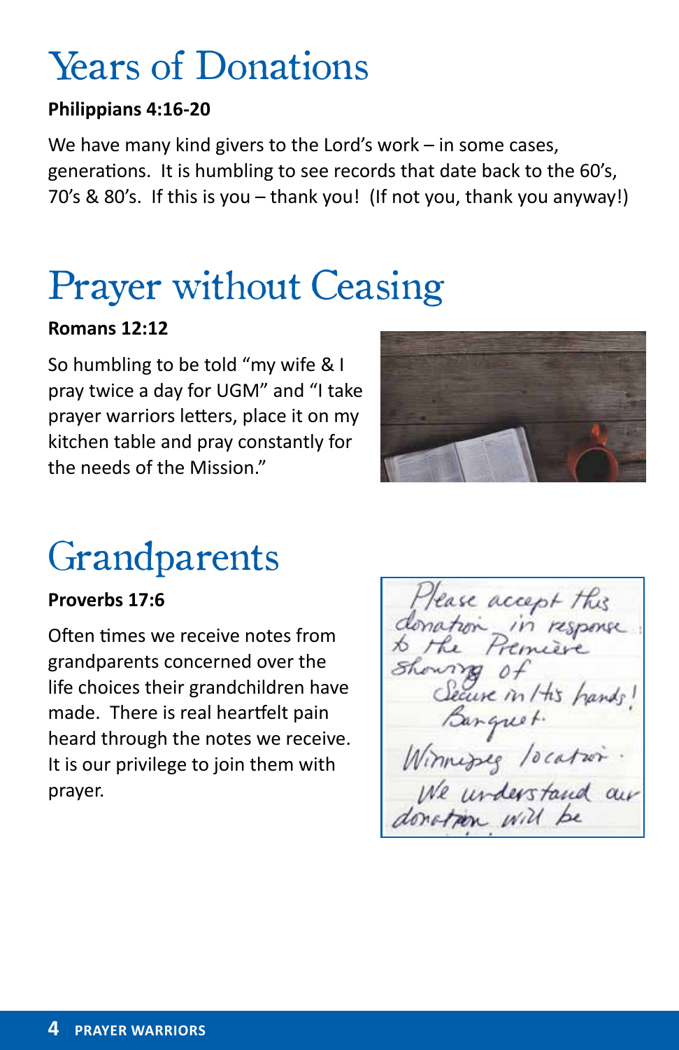# Years of Donations

**Philippians 4:16-20**

We have many kind givers to the Lord's work – in some cases, generations. It is humbling to see records that date back to the 60's, 70's & 80's. If this is you – thank you! (If not you, thank you anyway!)

# Prayer without Ceasing

**Romans 12:12**

So humbling to be told "my wife & I pray twice a day for UGM" and "I take prayer warriors letters, place it on my kitchen table and pray constantly for the needs of the Mission."

# Grandparents

**Proverbs 17:6**

Often times we receive notes from grandparents concerned over the life choices their grandchildren have made. There is real heartfelt pain heard through the notes we receive. It is our privilege to join them with prayer.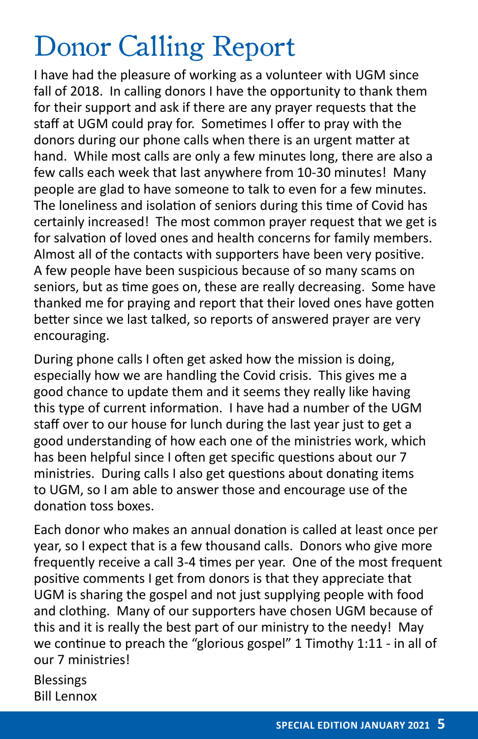# Donor Calling Report

I have had the pleasure of working as a volunteer with UGM since fall of 2018. In calling donors I have the opportunity to thank them for their support and ask if there are any prayer requests that the staff at UGM could pray for. Sometimes I offer to pray with the donors during our phone calls when there is an urgent matter at hand. While most calls are only a few minutes long, there are also a few calls each week that last anywhere from 10-30 minutes! Many people are glad to have someone to talk to even for a few minutes. The loneliness and isolation of seniors during this time of Covid has certainly increased! The most common prayer request that we get is for salvation of loved ones and health concerns for family members. Almost all of the contacts with supporters have been very positive. A few people have been suspicious because of so many scams on seniors, but as time goes on, these are really decreasing. Some have thanked me for praying and report that their loved ones have gotten better since we last talked, so reports of answered prayer are very encouraging.

During phone calls I often get asked how the mission is doing, especially how we are handling the Covid crisis. This gives me a good chance to update them and it seems they really like having this type of current information. I have had a number of the UGM staff over to our house for lunch during the last year just to get a good understanding of how each one of the ministries work, which has been helpful since I often get specific questions about our 7 ministries. During calls I also get questions about donating items to UGM, so I am able to answer those and encourage use of the donation toss boxes.

Each donor who makes an annual donation is called at least once per year, so I expect that is a few thousand calls. Donors who give more frequently receive a call 3-4 times per year. One of the most frequent positive comments I get from donors is that they appreciate that UGM is sharing the gospel and not just supplying people with food and clothing. Many of our supporters have chosen UGM because of this and it is really the best part of our ministry to the needy! May we continue to preach the "glorious gospel" 1 Timothy 1:11 - in all of our 7 ministries!

Blessings
Bill Lennox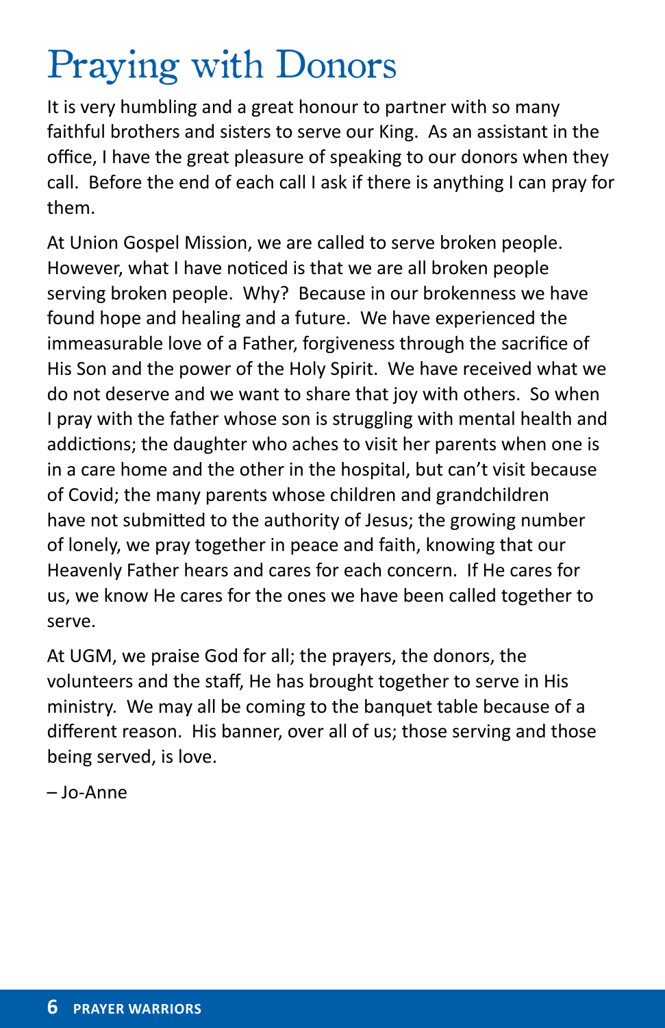# Praying with Donors

It is very humbling and a great honour to partner with so many faithful brothers and sisters to serve our King. As an assistant in the office, I have the great pleasure of speaking to our donors when they call. Before the end of each call I ask if there is anything I can pray for them.

At Union Gospel Mission, we are called to serve broken people. However, what I have noticed is that we are all broken people serving broken people. Why? Because in our brokenness we have found hope and healing and a future. We have experienced the immeasurable love of a Father, forgiveness through the sacrifice of His Son and the power of the Holy Spirit. We have received what we do not deserve and we want to share that joy with others. So when I pray with the father whose son is struggling with mental health and addictions; the daughter who aches to visit her parents when one is in a care home and the other in the hospital, but can't visit because of Covid; the many parents whose children and grandchildren have not submitted to the authority of Jesus; the growing number of lonely, we pray together in peace and faith, knowing that our Heavenly Father hears and cares for each concern. If He cares for us, we know He cares for the ones we have been called together to serve.

At UGM, we praise God for all; the prayers, the donors, the volunteers and the staff, He has brought together to serve in His ministry. We may all be coming to the banquet table because of a different reason. His banner, over all of us; those serving and those being served, is love.

– Jo-Anne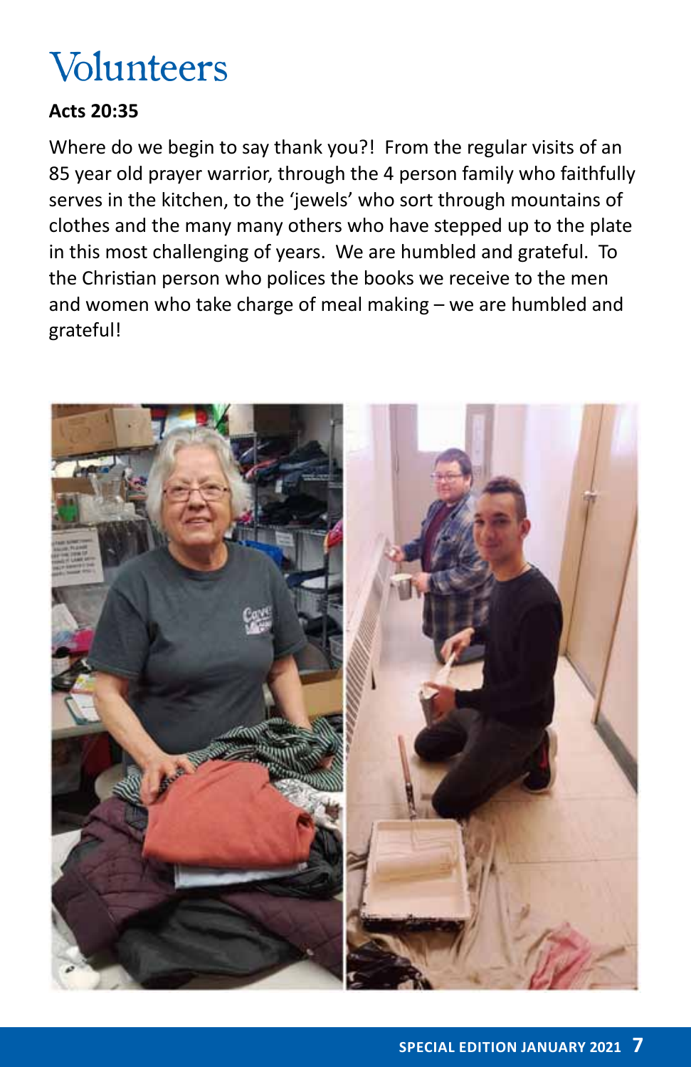# Volunteers

**Acts 20:35**

Where do we begin to say thank you?! From the regular visits of an 85 year old prayer warrior, through the 4 person family who faithfully serves in the kitchen, to the 'jewels' who sort through mountains of clothes and the many many others who have stepped up to the plate in this most challenging of years. We are humbled and grateful. To the Christian person who polices the books we receive to the men and women who take charge of meal making – we are humbled and grateful!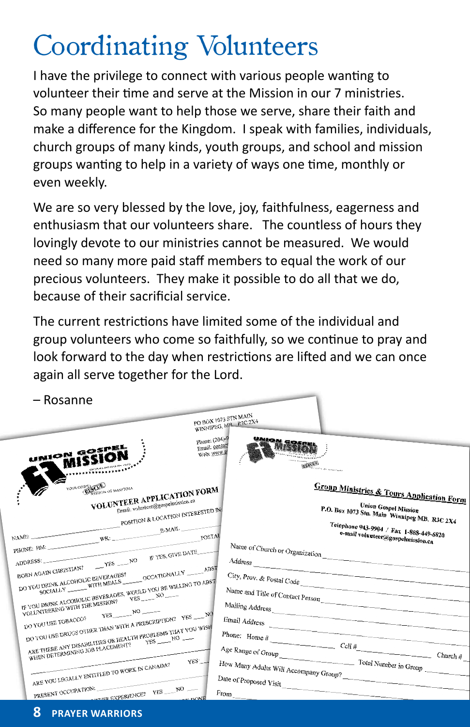# Coordinating Volunteers

I have the privilege to connect with various people wanting to volunteer their time and serve at the Mission in our 7 ministries. So many people want to help those we serve, share their faith and make a difference for the Kingdom. I speak with families, individuals, church groups of many kinds, youth groups, and school and mission groups wanting to help in a variety of ways one time, monthly or even weekly.

We are so very blessed by the love, joy, faithfulness, eagerness and enthusiasm that our volunteers share. The countless of hours they lovingly devote to our ministries cannot be measured. We would need so many more paid staff members to equal the work of our precious volunteers. They make it possible to do all that we do, because of their sacrificial service.

The current restrictions have limited some of the individual and group volunteers who come so faithfully, so we continue to pray and look forward to the day when restrictions are lifted and we can once again all serve together for the Lord.

– Rosanne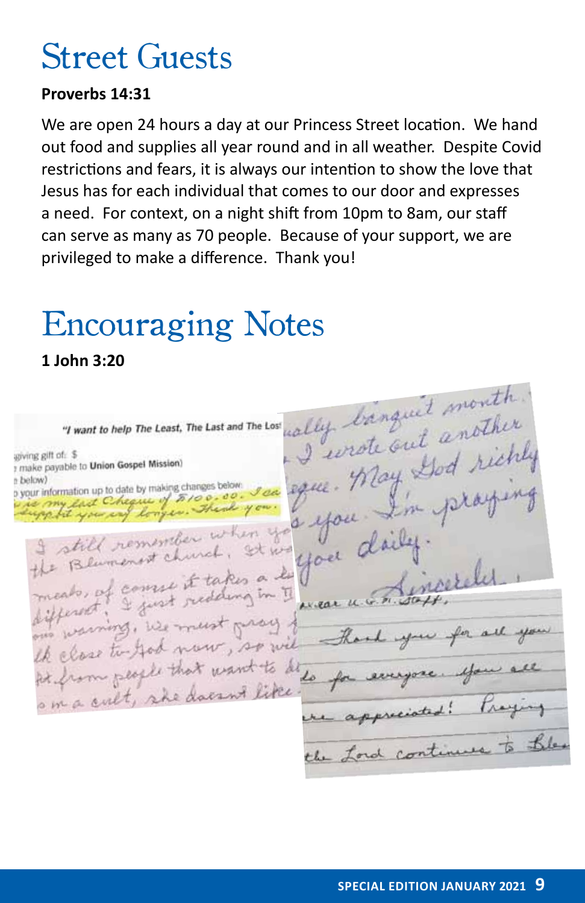# Street Guests

**Proverbs 14:31**

We are open 24 hours a day at our Princess Street location. We hand out food and supplies all year round and in all weather. Despite Covid restrictions and fears, it is always our intention to show the love that Jesus has for each individual that comes to our door and expresses a need. For context, on a night shift from 10pm to 8am, our staff can serve as many as 70 people. Because of your support, we are privileged to make a difference. Thank you!

# Encouraging Notes

**1 John 3:20**

*"I want to help The Least, The Last and The Lost*

giving gift of: $

make payable to **Union Gospel Mission**)

below)

your information up to date by making changes below:

...is my last Cheque of $100.00. I can... support you any longer. Thank you.

I still remember when yo... the Blumenort church. It w... meals, of course it takes a l... different. I just redding in T... our warning. We must pray f... lk close to God now, so wil... it from people that want to d... s in a cult, she doesnt like...

...ually banquet month. ...I wrote out another ...eque. May God richly ...s you. I'm praying ...you daily. Sincerely.

Dear U.G.M. Staff,

Thank you for all you do for everyone. You all are appreciated! Praying the Lord continues to Ble...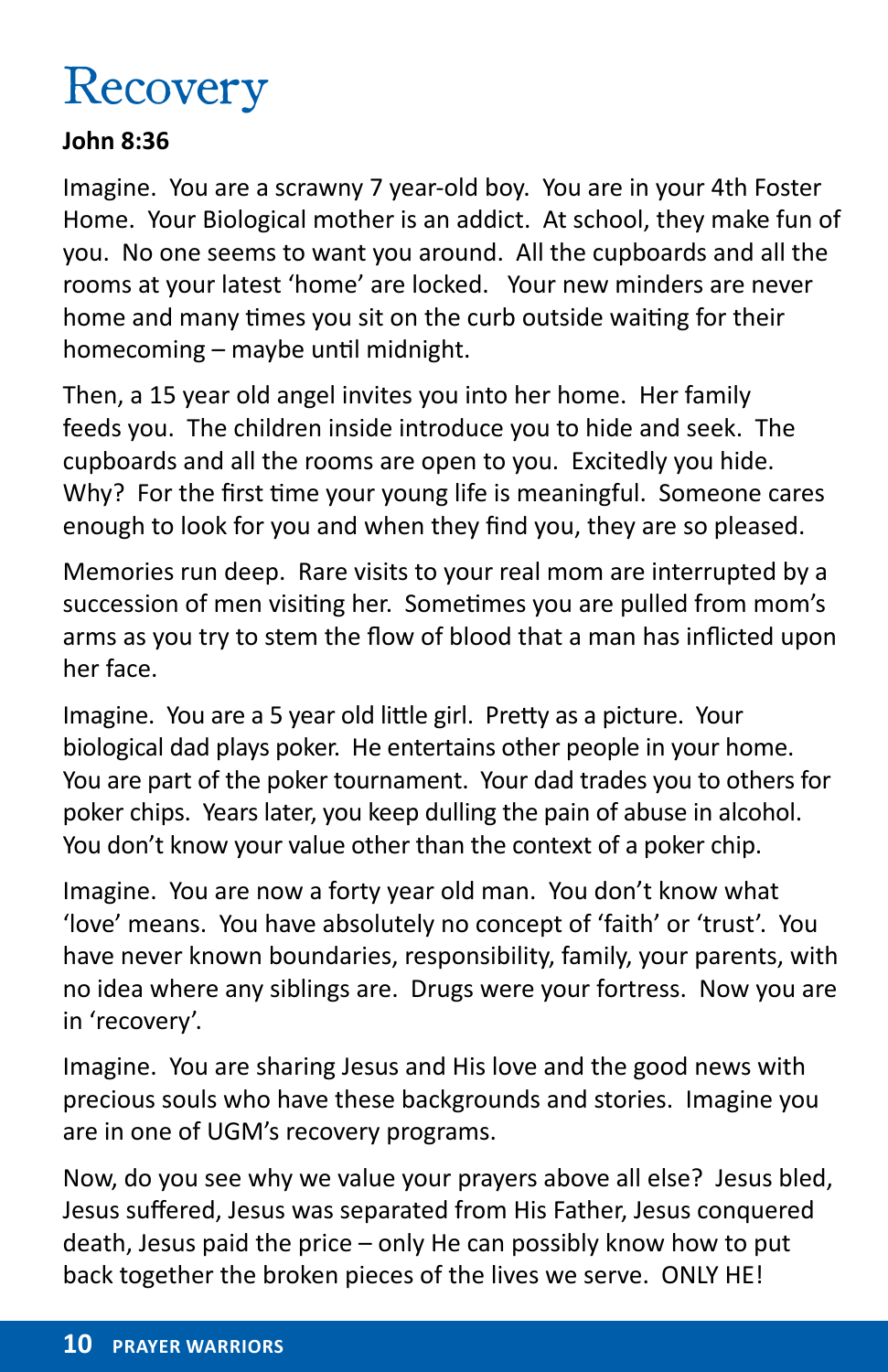# Recovery

**John 8:36**

Imagine. You are a scrawny 7 year-old boy. You are in your 4th Foster Home. Your Biological mother is an addict. At school, they make fun of you. No one seems to want you around. All the cupboards and all the rooms at your latest 'home' are locked. Your new minders are never home and many times you sit on the curb outside waiting for their homecoming – maybe until midnight.

Then, a 15 year old angel invites you into her home. Her family feeds you. The children inside introduce you to hide and seek. The cupboards and all the rooms are open to you. Excitedly you hide. Why? For the first time your young life is meaningful. Someone cares enough to look for you and when they find you, they are so pleased.

Memories run deep. Rare visits to your real mom are interrupted by a succession of men visiting her. Sometimes you are pulled from mom's arms as you try to stem the flow of blood that a man has inflicted upon her face.

Imagine. You are a 5 year old little girl. Pretty as a picture. Your biological dad plays poker. He entertains other people in your home. You are part of the poker tournament. Your dad trades you to others for poker chips. Years later, you keep dulling the pain of abuse in alcohol. You don't know your value other than the context of a poker chip.

Imagine. You are now a forty year old man. You don't know what 'love' means. You have absolutely no concept of 'faith' or 'trust'. You have never known boundaries, responsibility, family, your parents, with no idea where any siblings are. Drugs were your fortress. Now you are in 'recovery'.

Imagine. You are sharing Jesus and His love and the good news with precious souls who have these backgrounds and stories. Imagine you are in one of UGM's recovery programs.

Now, do you see why we value your prayers above all else? Jesus bled, Jesus suffered, Jesus was separated from His Father, Jesus conquered death, Jesus paid the price – only He can possibly know how to put back together the broken pieces of the lives we serve. ONLY HE!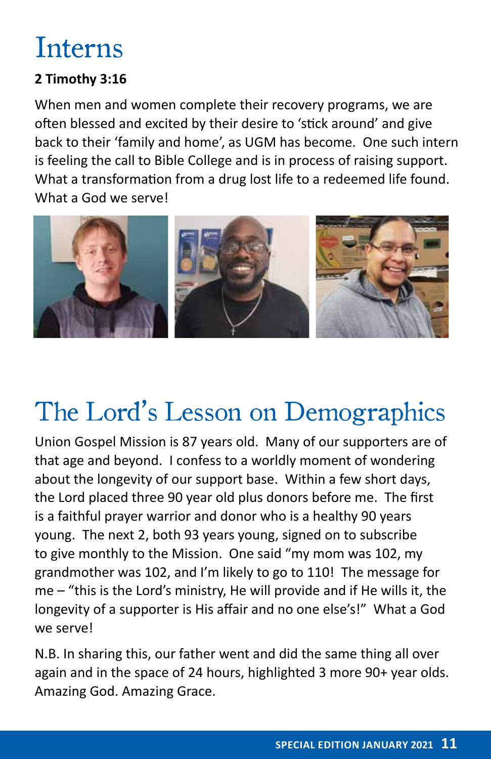# Interns

**2 Timothy 3:16**

When men and women complete their recovery programs, we are often blessed and excited by their desire to 'stick around' and give back to their 'family and home', as UGM has become. One such intern is feeling the call to Bible College and is in process of raising support. What a transformation from a drug lost life to a redeemed life found. What a God we serve!

# The Lord's Lesson on Demographics

Union Gospel Mission is 87 years old. Many of our supporters are of that age and beyond. I confess to a worldly moment of wondering about the longevity of our support base. Within a few short days, the Lord placed three 90 year old plus donors before me. The first is a faithful prayer warrior and donor who is a healthy 90 years young. The next 2, both 93 years young, signed on to subscribe to give monthly to the Mission. One said "my mom was 102, my grandmother was 102, and I'm likely to go to 110! The message for me – "this is the Lord's ministry, He will provide and if He wills it, the longevity of a supporter is His affair and no one else's!" What a God we serve!

N.B. In sharing this, our father went and did the same thing all over again and in the space of 24 hours, highlighted 3 more 90+ year olds. Amazing God. Amazing Grace.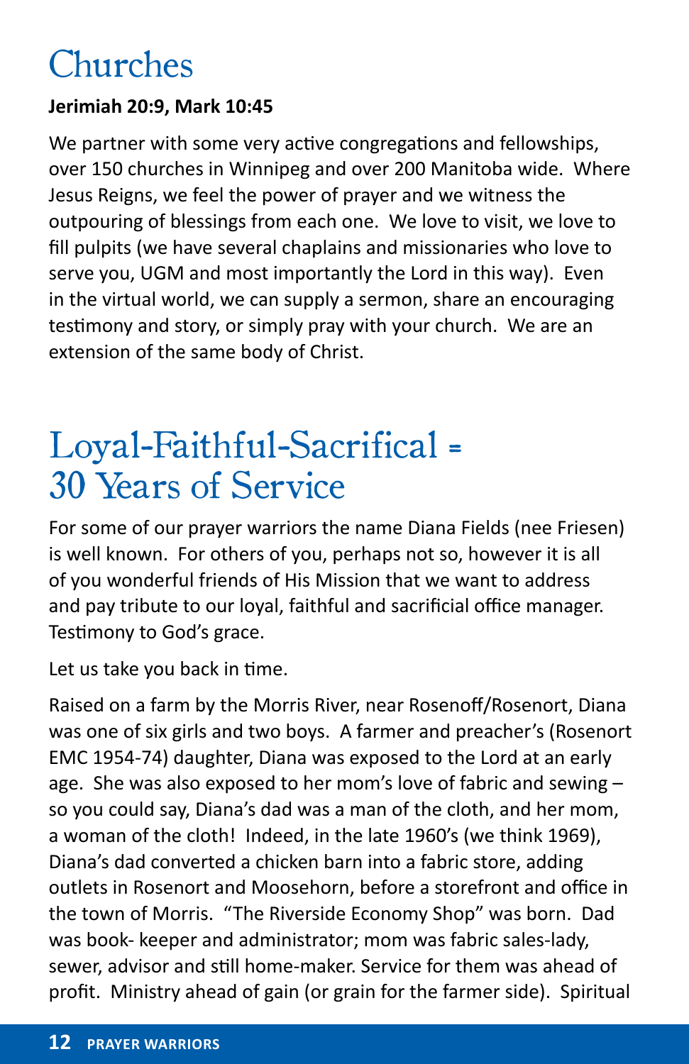# Churches

**Jerimiah 20:9, Mark 10:45**

We partner with some very active congregations and fellowships, over 150 churches in Winnipeg and over 200 Manitoba wide. Where Jesus Reigns, we feel the power of prayer and we witness the outpouring of blessings from each one. We love to visit, we love to fill pulpits (we have several chaplains and missionaries who love to serve you, UGM and most importantly the Lord in this way). Even in the virtual world, we can supply a sermon, share an encouraging testimony and story, or simply pray with your church. We are an extension of the same body of Christ.

# Loyal-Faithful-Sacrifical = 30 Years of Service

For some of our prayer warriors the name Diana Fields (nee Friesen) is well known. For others of you, perhaps not so, however it is all of you wonderful friends of His Mission that we want to address and pay tribute to our loyal, faithful and sacrificial office manager. Testimony to God's grace.

Let us take you back in time.

Raised on a farm by the Morris River, near Rosenoff/Rosenort, Diana was one of six girls and two boys. A farmer and preacher's (Rosenort EMC 1954-74) daughter, Diana was exposed to the Lord at an early age. She was also exposed to her mom's love of fabric and sewing – so you could say, Diana's dad was a man of the cloth, and her mom, a woman of the cloth! Indeed, in the late 1960's (we think 1969), Diana's dad converted a chicken barn into a fabric store, adding outlets in Rosenort and Moosehorn, before a storefront and office in the town of Morris. "The Riverside Economy Shop" was born. Dad was book- keeper and administrator; mom was fabric sales-lady, sewer, advisor and still home-maker. Service for them was ahead of profit. Ministry ahead of gain (or grain for the farmer side). Spiritual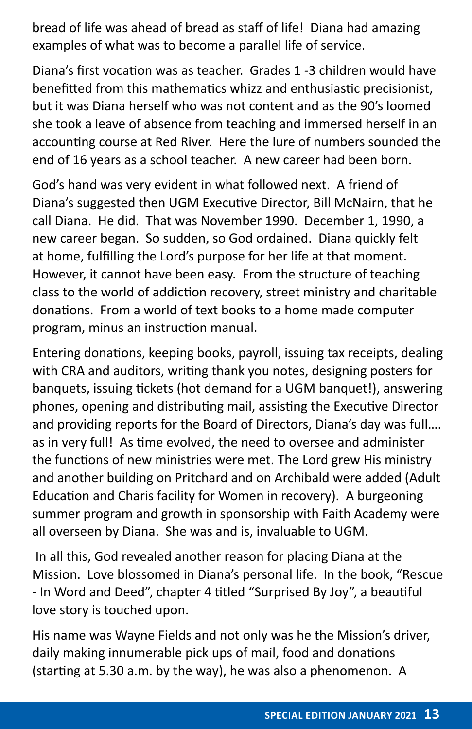bread of life was ahead of bread as staff of life! Diana had amazing examples of what was to become a parallel life of service.

Diana's first vocation was as teacher. Grades 1 -3 children would have benefitted from this mathematics whizz and enthusiastic precisionist, but it was Diana herself who was not content and as the 90's loomed she took a leave of absence from teaching and immersed herself in an accounting course at Red River. Here the lure of numbers sounded the end of 16 years as a school teacher. A new career had been born.

God's hand was very evident in what followed next. A friend of Diana's suggested then UGM Executive Director, Bill McNairn, that he call Diana. He did. That was November 1990. December 1, 1990, a new career began. So sudden, so God ordained. Diana quickly felt at home, fulfilling the Lord's purpose for her life at that moment. However, it cannot have been easy. From the structure of teaching class to the world of addiction recovery, street ministry and charitable donations. From a world of text books to a home made computer program, minus an instruction manual.

Entering donations, keeping books, payroll, issuing tax receipts, dealing with CRA and auditors, writing thank you notes, designing posters for banquets, issuing tickets (hot demand for a UGM banquet!), answering phones, opening and distributing mail, assisting the Executive Director and providing reports for the Board of Directors, Diana's day was full…. as in very full! As time evolved, the need to oversee and administer the functions of new ministries were met. The Lord grew His ministry and another building on Pritchard and on Archibald were added (Adult Education and Charis facility for Women in recovery). A burgeoning summer program and growth in sponsorship with Faith Academy were all overseen by Diana. She was and is, invaluable to UGM.

In all this, God revealed another reason for placing Diana at the Mission. Love blossomed in Diana's personal life. In the book, "Rescue - In Word and Deed", chapter 4 titled "Surprised By Joy", a beautiful love story is touched upon.

His name was Wayne Fields and not only was he the Mission's driver, daily making innumerable pick ups of mail, food and donations (starting at 5.30 a.m. by the way), he was also a phenomenon. A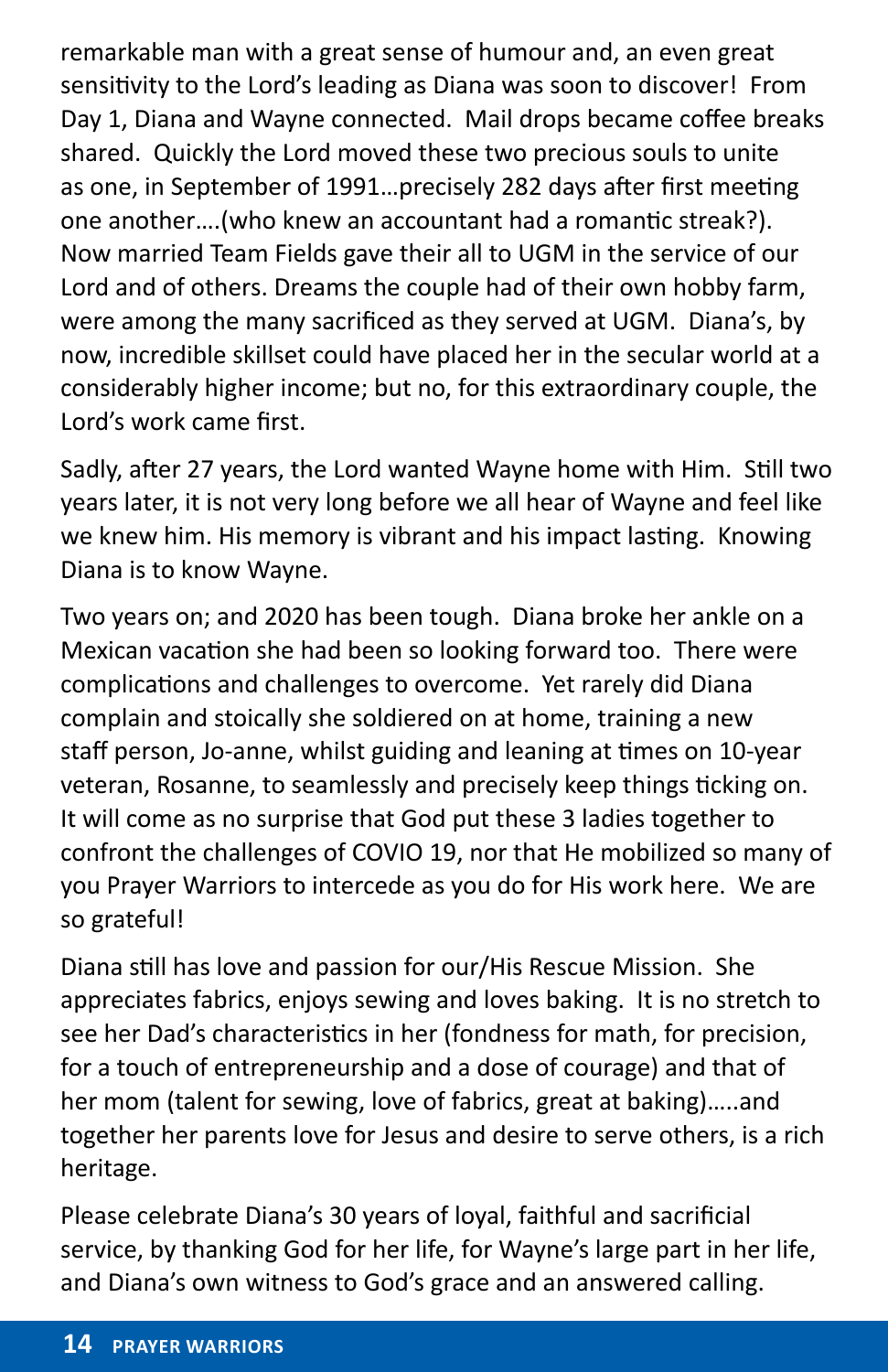remarkable man with a great sense of humour and, an even great sensitivity to the Lord's leading as Diana was soon to discover! From Day 1, Diana and Wayne connected. Mail drops became coffee breaks shared. Quickly the Lord moved these two precious souls to unite as one, in September of 1991…precisely 282 days after first meeting one another….(who knew an accountant had a romantic streak?). Now married Team Fields gave their all to UGM in the service of our Lord and of others. Dreams the couple had of their own hobby farm, were among the many sacrificed as they served at UGM. Diana's, by now, incredible skillset could have placed her in the secular world at a considerably higher income; but no, for this extraordinary couple, the Lord's work came first.

Sadly, after 27 years, the Lord wanted Wayne home with Him. Still two years later, it is not very long before we all hear of Wayne and feel like we knew him. His memory is vibrant and his impact lasting. Knowing Diana is to know Wayne.

Two years on; and 2020 has been tough. Diana broke her ankle on a Mexican vacation she had been so looking forward too. There were complications and challenges to overcome. Yet rarely did Diana complain and stoically she soldiered on at home, training a new staff person, Jo-anne, whilst guiding and leaning at times on 10-year veteran, Rosanne, to seamlessly and precisely keep things ticking on. It will come as no surprise that God put these 3 ladies together to confront the challenges of COVIO 19, nor that He mobilized so many of you Prayer Warriors to intercede as you do for His work here. We are so grateful!

Diana still has love and passion for our/His Rescue Mission. She appreciates fabrics, enjoys sewing and loves baking. It is no stretch to see her Dad's characteristics in her (fondness for math, for precision, for a touch of entrepreneurship and a dose of courage) and that of her mom (talent for sewing, love of fabrics, great at baking)…..and together her parents love for Jesus and desire to serve others, is a rich heritage.

Please celebrate Diana's 30 years of loyal, faithful and sacrificial service, by thanking God for her life, for Wayne's large part in her life, and Diana's own witness to God's grace and an answered calling.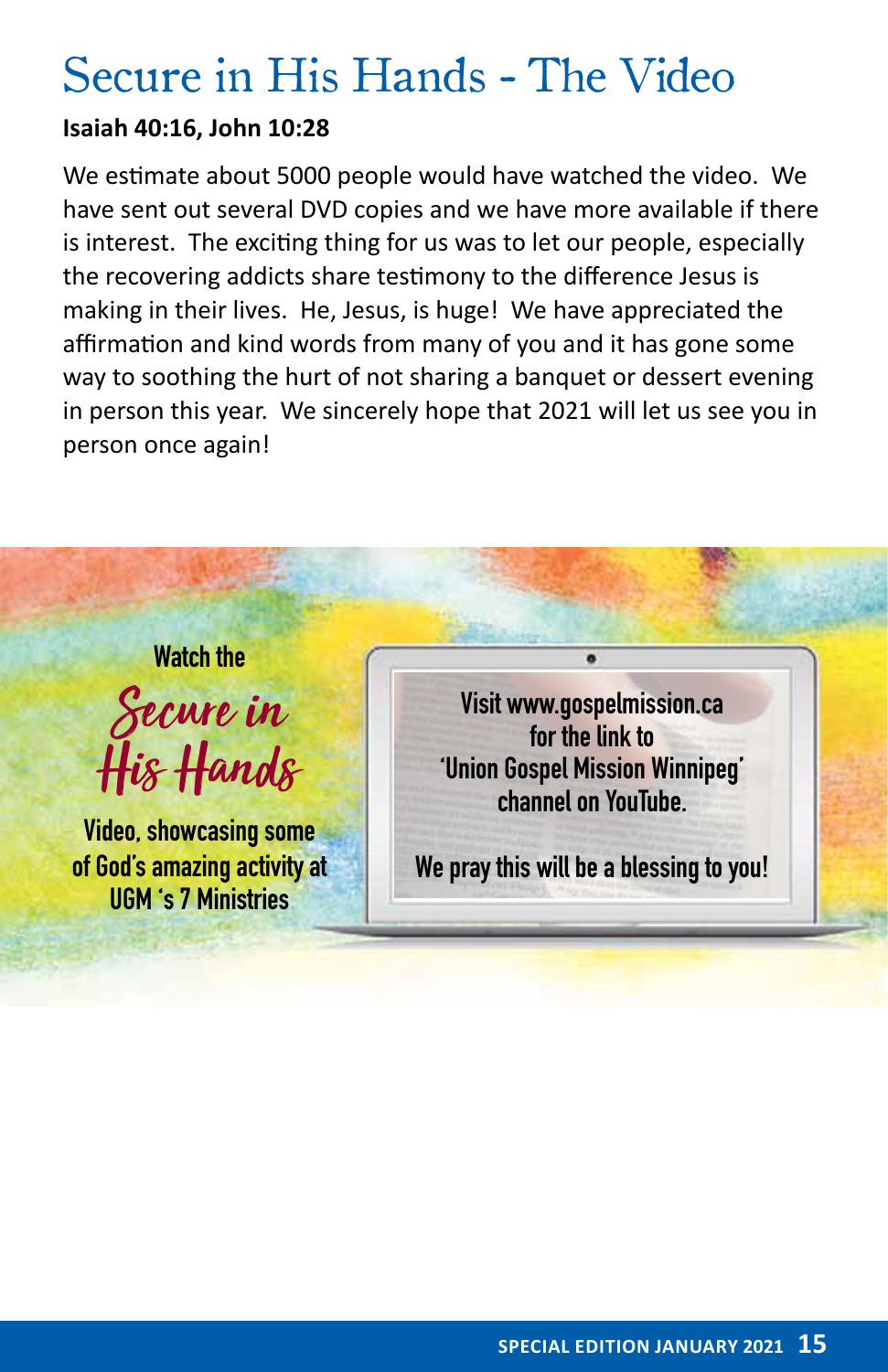# Secure in His Hands - The Video

**Isaiah 40:16, John 10:28**

We estimate about 5000 people would have watched the video. We have sent out several DVD copies and we have more available if there is interest. The exciting thing for us was to let our people, especially the recovering addicts share testimony to the difference Jesus is making in their lives. He, Jesus, is huge! We have appreciated the affirmation and kind words from many of you and it has gone some way to soothing the hurt of not sharing a banquet or dessert evening in person this year. We sincerely hope that 2021 will let us see you in person once again!

Watch the

*Secure in His Hands*

Video, showcasing some of God's amazing activity at UGM 's 7 Ministries

Visit www.gospelmission.ca for the link to 'Union Gospel Mission Winnipeg' channel on YouTube.

We pray this will be a blessing to you!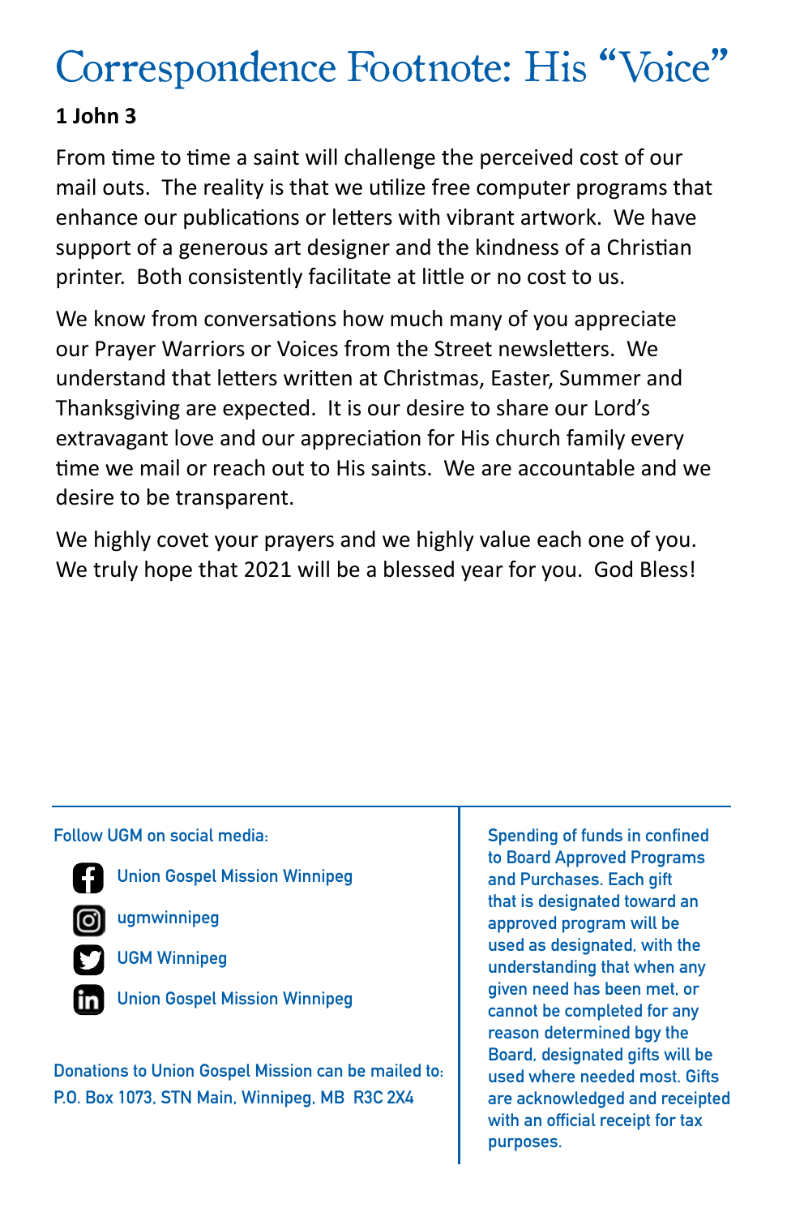# Correspondence Footnote: His "Voice"

**1 John 3**

From time to time a saint will challenge the perceived cost of our mail outs. The reality is that we utilize free computer programs that enhance our publications or letters with vibrant artwork. We have support of a generous art designer and the kindness of a Christian printer. Both consistently facilitate at little or no cost to us.

We know from conversations how much many of you appreciate our Prayer Warriors or Voices from the Street newsletters. We understand that letters written at Christmas, Easter, Summer and Thanksgiving are expected. It is our desire to share our Lord's extravagant love and our appreciation for His church family every time we mail or reach out to His saints. We are accountable and we desire to be transparent.

We highly covet your prayers and we highly value each one of you. We truly hope that 2021 will be a blessed year for you. God Bless!

Follow UGM on social media:

- Union Gospel Mission Winnipeg
- ugmwinnipeg
- UGM Winnipeg
- Union Gospel Mission Winnipeg

Donations to Union Gospel Mission can be mailed to:
P.O. Box 1073, STN Main, Winnipeg, MB R3C 2X4

Spending of funds in confined to Board Approved Programs and Purchases. Each gift that is designated toward an approved program will be used as designated, with the understanding that when any given need has been met, or cannot be completed for any reason determined bgy the Board, designated gifts will be used where needed most. Gifts are acknowledged and receipted with an official receipt for tax purposes.